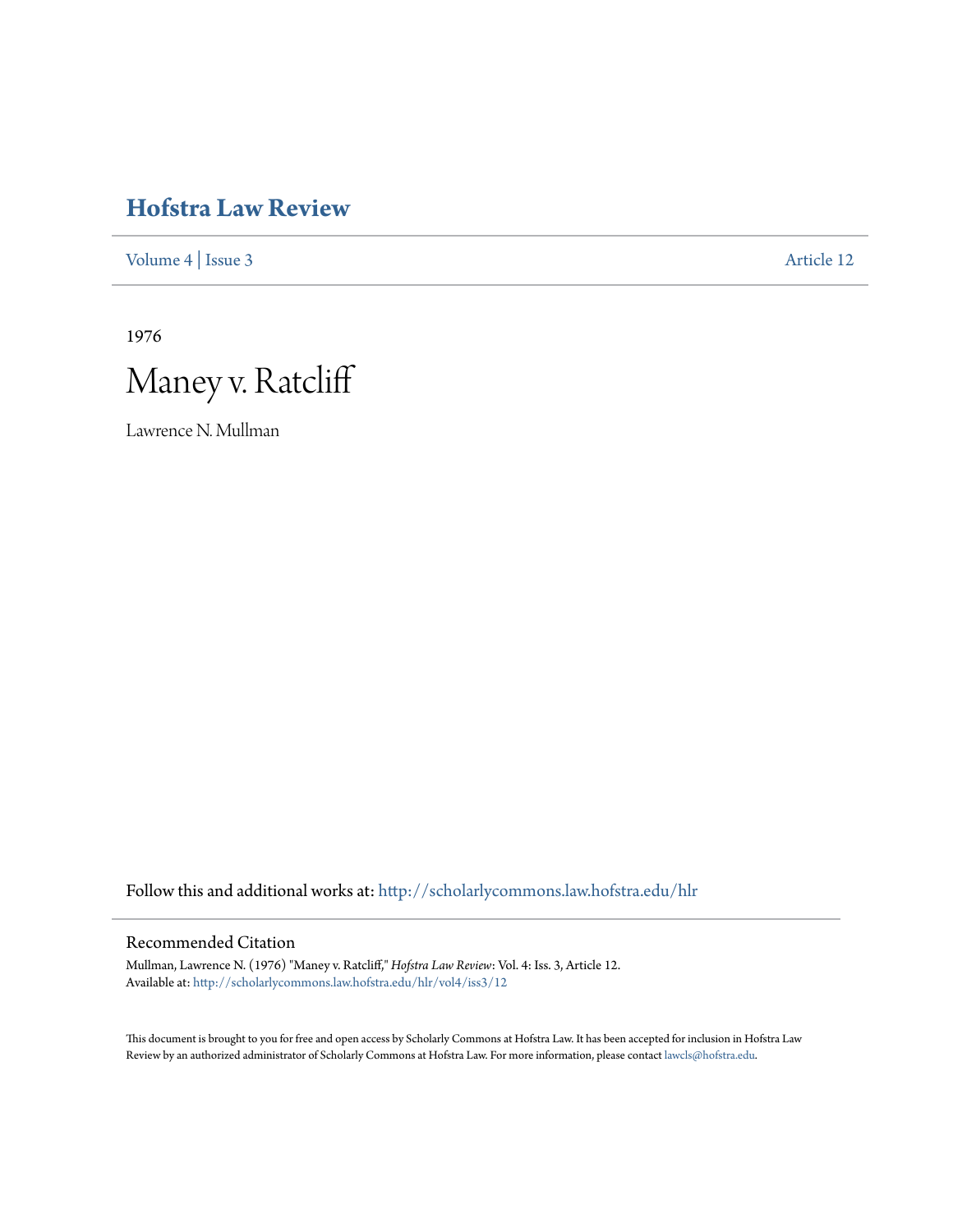# Hofstra Law Review

Volume 4 | Issue 3 Article 12

1976

# Maney v. Ratcliff

Lawrence N. Mullman

Follow this and additional works at: http://scholarlycommons.law.hofstra.edu/hlr

## Recommended Citation

Mullman, Lawrence N. (1976) "Maney v. Ratcliff," *Hofstra Law Review*: Vol. 4: Iss. 3, Article 12.
Available at: http://scholarlycommons.law.hofstra.edu/hlr/vol4/iss3/12

This document is brought to you for free and open access by Scholarly Commons at Hofstra Law. It has been accepted for inclusion in Hofstra Law Review by an authorized administrator of Scholarly Commons at Hofstra Law. For more information, please contact lawcls@hofstra.edu.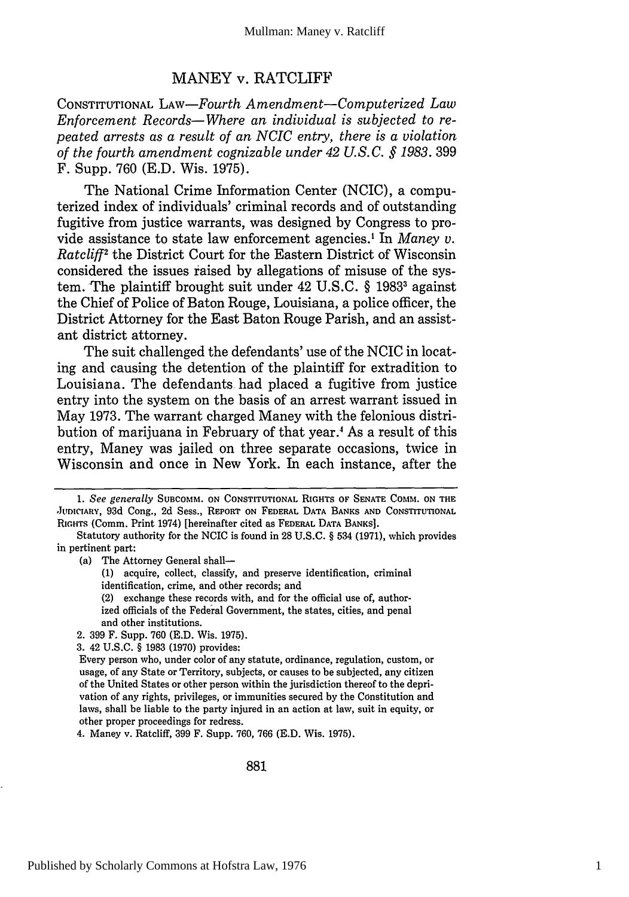# MANEY v. RATCLIFF

CONSTITUTIONAL LAW—*Fourth Amendment—Computerized Law Enforcement Records—Where an individual is subjected to repeated arrests as a result of an NCIC entry, there is a violation of the fourth amendment cognizable under 42 U.S.C. § 1983.* 399 F. Supp. 760 (E.D. Wis. 1975).

The National Crime Information Center (NCIC), a computerized index of individuals' criminal records and of outstanding fugitive from justice warrants, was designed by Congress to provide assistance to state law enforcement agencies.[1] In *Maney v. Ratcliff*[2] the District Court for the Eastern District of Wisconsin considered the issues raised by allegations of misuse of the system. The plaintiff brought suit under 42 U.S.C. § 1983[3] against the Chief of Police of Baton Rouge, Louisiana, a police officer, the District Attorney for the East Baton Rouge Parish, and an assistant district attorney.

The suit challenged the defendants' use of the NCIC in locating and causing the detention of the plaintiff for extradition to Louisiana. The defendants had placed a fugitive from justice entry into the system on the basis of an arrest warrant issued in May 1973. The warrant charged Maney with the felonious distribution of marijuana in February of that year.[4] As a result of this entry, Maney was jailed on three separate occasions, twice in Wisconsin and once in New York. In each instance, after the

---

1. *See generally* SUBCOMM. ON CONSTITUTIONAL RIGHTS OF SENATE COMM. ON THE JUDICIARY, 93d Cong., 2d Sess., REPORT ON FEDERAL DATA BANKS AND CONSTITUTIONAL RIGHTS (Comm. Print 1974) [hereinafter cited as FEDERAL DATA BANKS].

Statutory authority for the NCIC is found in 28 U.S.C. § 534 (1971), which provides in pertinent part:

> (a) The Attorney General shall—
>
> (1) acquire, collect, classify, and preserve identification, criminal identification, crime, and other records; and
>
> (2) exchange these records with, and for the official use of, authorized officials of the Federal Government, the states, cities, and penal and other institutions.

2. 399 F. Supp. 760 (E.D. Wis. 1975).

3. 42 U.S.C. § 1983 (1970) provides:

> Every person who, under color of any statute, ordinance, regulation, custom, or usage, of any State or Territory, subjects, or causes to be subjected, any citizen of the United States or other person within the jurisdiction thereof to the deprivation of any rights, privileges, or immunities secured by the Constitution and laws, shall be liable to the party injured in an action at law, suit in equity, or other proper proceedings for redress.

4. Maney v. Ratcliff, 399 F. Supp. 760, 766 (E.D. Wis. 1975).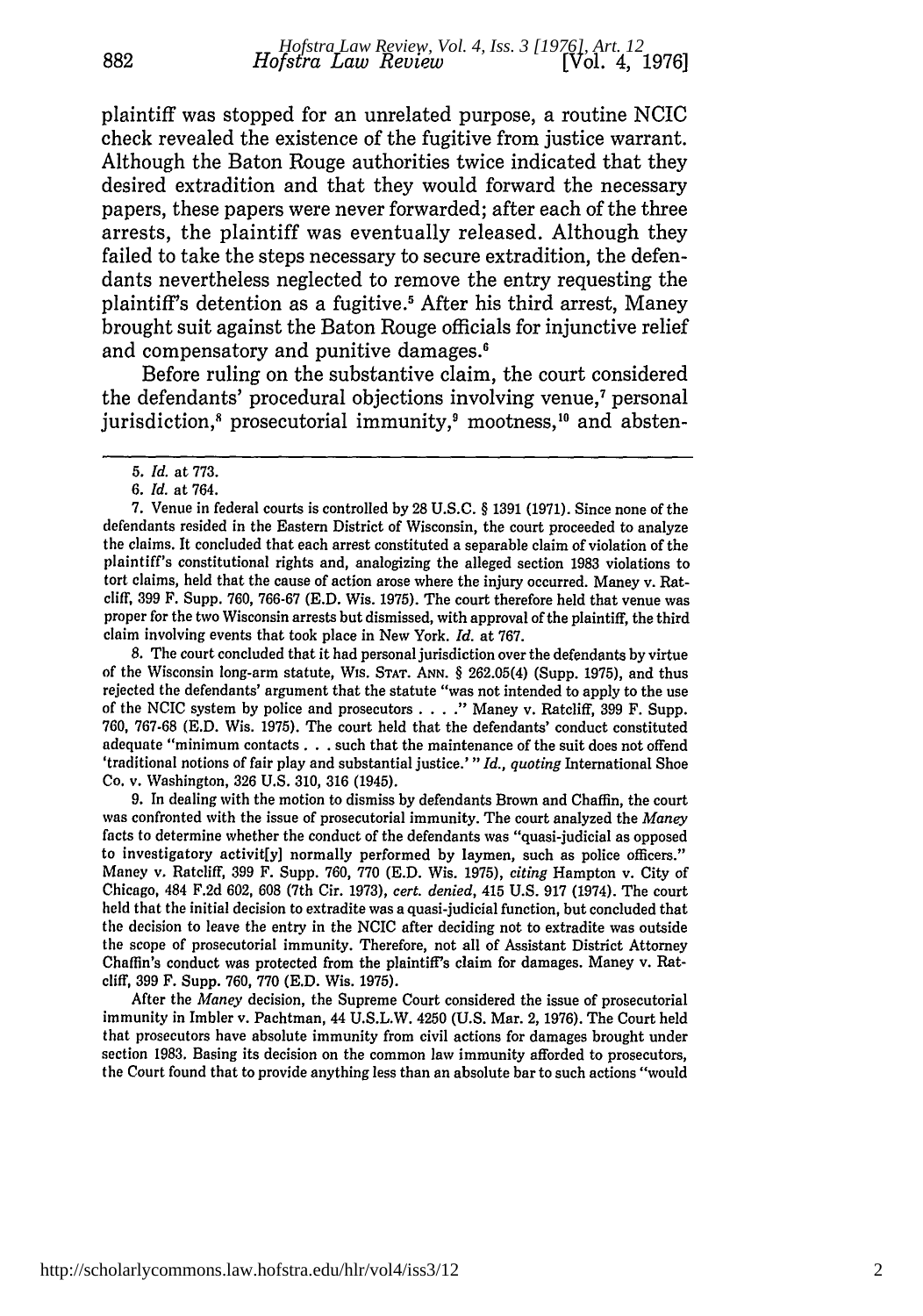plaintiff was stopped for an unrelated purpose, a routine NCIC check revealed the existence of the fugitive from justice warrant. Although the Baton Rouge authorities twice indicated that they desired extradition and that they would forward the necessary papers, these papers were never forwarded; after each of the three arrests, the plaintiff was eventually released. Although they failed to take the steps necessary to secure extradition, the defendants nevertheless neglected to remove the entry requesting the plaintiff's detention as a fugitive.[5] After his third arrest, Maney brought suit against the Baton Rouge officials for injunctive relief and compensatory and punitive damages.[6]

Before ruling on the substantive claim, the court considered the defendants' procedural objections involving venue,[7] personal jurisdiction,[8] prosecutorial immunity,[9] mootness,[10] and absten-

---

5. *Id.* at 773.

6. *Id.* at 764.

7. Venue in federal courts is controlled by 28 U.S.C. § 1391 (1971). Since none of the defendants resided in the Eastern District of Wisconsin, the court proceeded to analyze the claims. It concluded that each arrest constituted a separable claim of violation of the plaintiff's constitutional rights and, analogizing the alleged section 1983 violations to tort claims, held that the cause of action arose where the injury occurred. Maney v. Ratcliff, 399 F. Supp. 760, 766-67 (E.D. Wis. 1975). The court therefore held that venue was proper for the two Wisconsin arrests but dismissed, with approval of the plaintiff, the third claim involving events that took place in New York. *Id.* at 767.

8. The court concluded that it had personal jurisdiction over the defendants by virtue of the Wisconsin long-arm statute, WIS. STAT. ANN. § 262.05(4) (Supp. 1975), and thus rejected the defendants' argument that the statute "was not intended to apply to the use of the NCIC system by police and prosecutors . . . ." Maney v. Ratcliff, 399 F. Supp. 760, 767-68 (E.D. Wis. 1975). The court held that the defendants' conduct constituted adequate "minimum contacts . . . such that the maintenance of the suit does not offend 'traditional notions of fair play and substantial justice.'" *Id.*, *quoting* International Shoe Co. v. Washington, 326 U.S. 310, 316 (1945).

9. In dealing with the motion to dismiss by defendants Brown and Chaffin, the court was confronted with the issue of prosecutorial immunity. The court analyzed the *Maney* facts to determine whether the conduct of the defendants was "quasi-judicial as opposed to investigatory activit[y] normally performed by laymen, such as police officers." Maney v. Ratcliff, 399 F. Supp. 760, 770 (E.D. Wis. 1975), *citing* Hampton v. City of Chicago, 484 F.2d 602, 608 (7th Cir. 1973), *cert. denied*, 415 U.S. 917 (1974). The court held that the initial decision to extradite was a quasi-judicial function, but concluded that the decision to leave the entry in the NCIC after deciding not to extradite was outside the scope of prosecutorial immunity. Therefore, not all of Assistant District Attorney Chaffin's conduct was protected from the plaintiff's claim for damages. Maney v. Ratcliff, 399 F. Supp. 760, 770 (E.D. Wis. 1975).

After the *Maney* decision, the Supreme Court considered the issue of prosecutorial immunity in Imbler v. Pachtman, 44 U.S.L.W. 4250 (U.S. Mar. 2, 1976). The Court held that prosecutors have absolute immunity from civil actions for damages brought under section 1983. Basing its decision on the common law immunity afforded to prosecutors, the Court found that to provide anything less than an absolute bar to such actions "would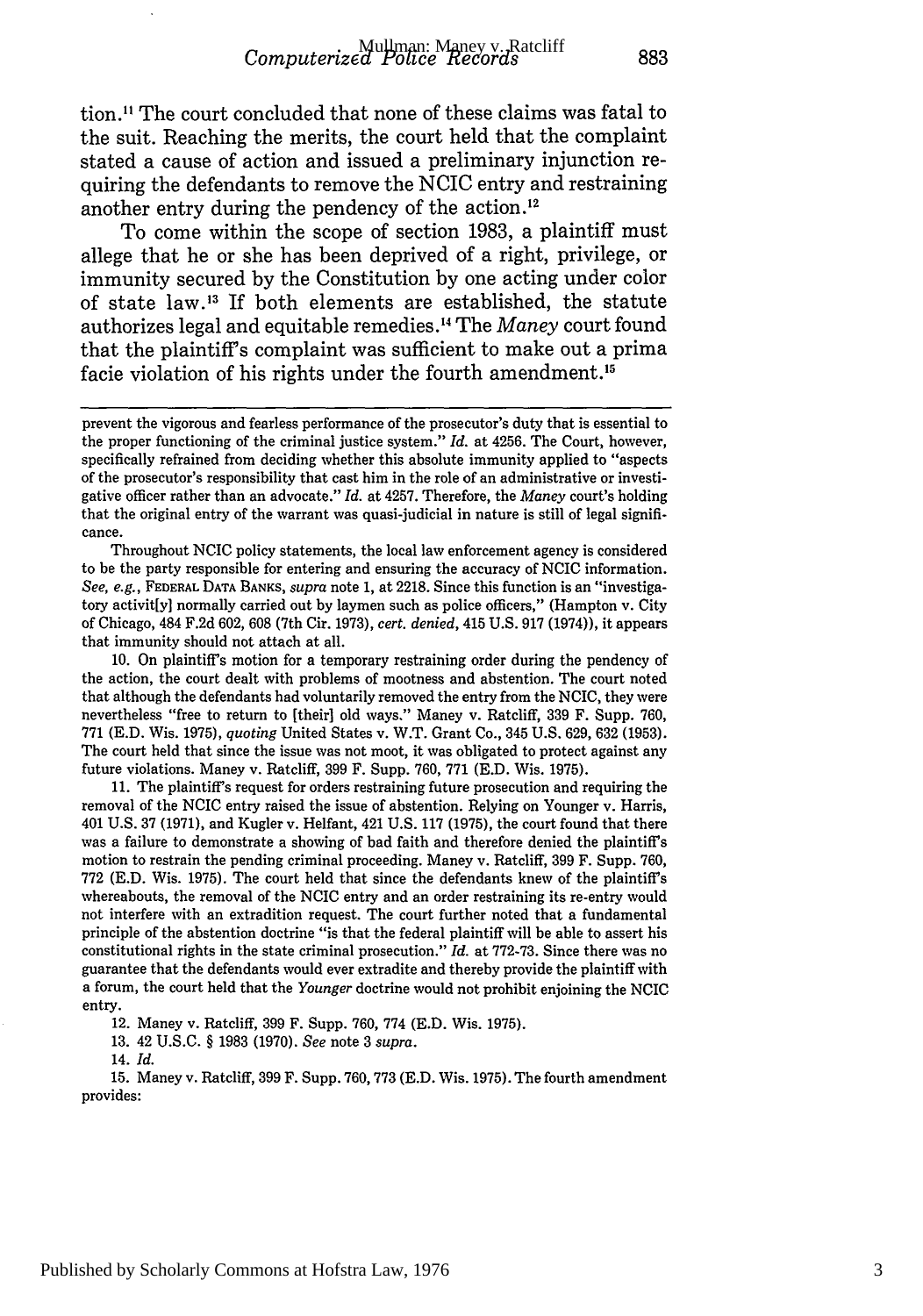tion.[11] The court concluded that none of these claims was fatal to the suit. Reaching the merits, the court held that the complaint stated a cause of action and issued a preliminary injunction requiring the defendants to remove the NCIC entry and restraining another entry during the pendency of the action.[12]

To come within the scope of section 1983, a plaintiff must allege that he or she has been deprived of a right, privilege, or immunity secured by the Constitution by one acting under color of state law.[13] If both elements are established, the statute authorizes legal and equitable remedies.[14] The *Maney* court found that the plaintiff's complaint was sufficient to make out a prima facie violation of his rights under the fourth amendment.[15]

---

prevent the vigorous and fearless performance of the prosecutor's duty that is essential to the proper functioning of the criminal justice system." *Id.* at 4256. The Court, however, specifically refrained from deciding whether this absolute immunity applied to "aspects of the prosecutor's responsibility that cast him in the role of an administrative or investigative officer rather than an advocate." *Id.* at 4257. Therefore, the *Maney* court's holding that the original entry of the warrant was quasi-judicial in nature is still of legal significance.

Throughout NCIC policy statements, the local law enforcement agency is considered to be the party responsible for entering and ensuring the accuracy of NCIC information. *See, e.g.*, FEDERAL DATA BANKS, *supra* note 1, at 2218. Since this function is an "investigatory activit[y] normally carried out by laymen such as police officers," (Hampton v. City of Chicago, 484 F.2d 602, 608 (7th Cir. 1973), *cert. denied*, 415 U.S. 917 (1974)), it appears that immunity should not attach at all.

10. On plaintiff's motion for a temporary restraining order during the pendency of the action, the court dealt with problems of mootness and abstention. The court noted that although the defendants had voluntarily removed the entry from the NCIC, they were nevertheless "free to return to [their] old ways." Maney v. Ratcliff, 339 F. Supp. 760, 771 (E.D. Wis. 1975), *quoting* United States v. W.T. Grant Co., 345 U.S. 629, 632 (1953). The court held that since the issue was not moot, it was obligated to protect against any future violations. Maney v. Ratcliff, 399 F. Supp. 760, 771 (E.D. Wis. 1975).

11. The plaintiff's request for orders restraining future prosecution and requiring the removal of the NCIC entry raised the issue of abstention. Relying on Younger v. Harris, 401 U.S. 37 (1971), and Kugler v. Helfant, 421 U.S. 117 (1975), the court found that there was a failure to demonstrate a showing of bad faith and therefore denied the plaintiff's motion to restrain the pending criminal proceeding. Maney v. Ratcliff, 399 F. Supp. 760, 772 (E.D. Wis. 1975). The court held that since the defendants knew of the plaintiff's whereabouts, the removal of the NCIC entry and an order restraining its re-entry would not interfere with an extradition request. The court further noted that a fundamental principle of the abstention doctrine "is that the federal plaintiff will be able to assert his constitutional rights in the state criminal prosecution." *Id.* at 772-73. Since there was no guarantee that the defendants would ever extradite and thereby provide the plaintiff with a forum, the court held that the *Younger* doctrine would not prohibit enjoining the NCIC entry.

12. Maney v. Ratcliff, 399 F. Supp. 760, 774 (E.D. Wis. 1975).

13. 42 U.S.C. § 1983 (1970). *See* note 3 *supra*.

14. *Id.*

15. Maney v. Ratcliff, 399 F. Supp. 760, 773 (E.D. Wis. 1975). The fourth amendment provides: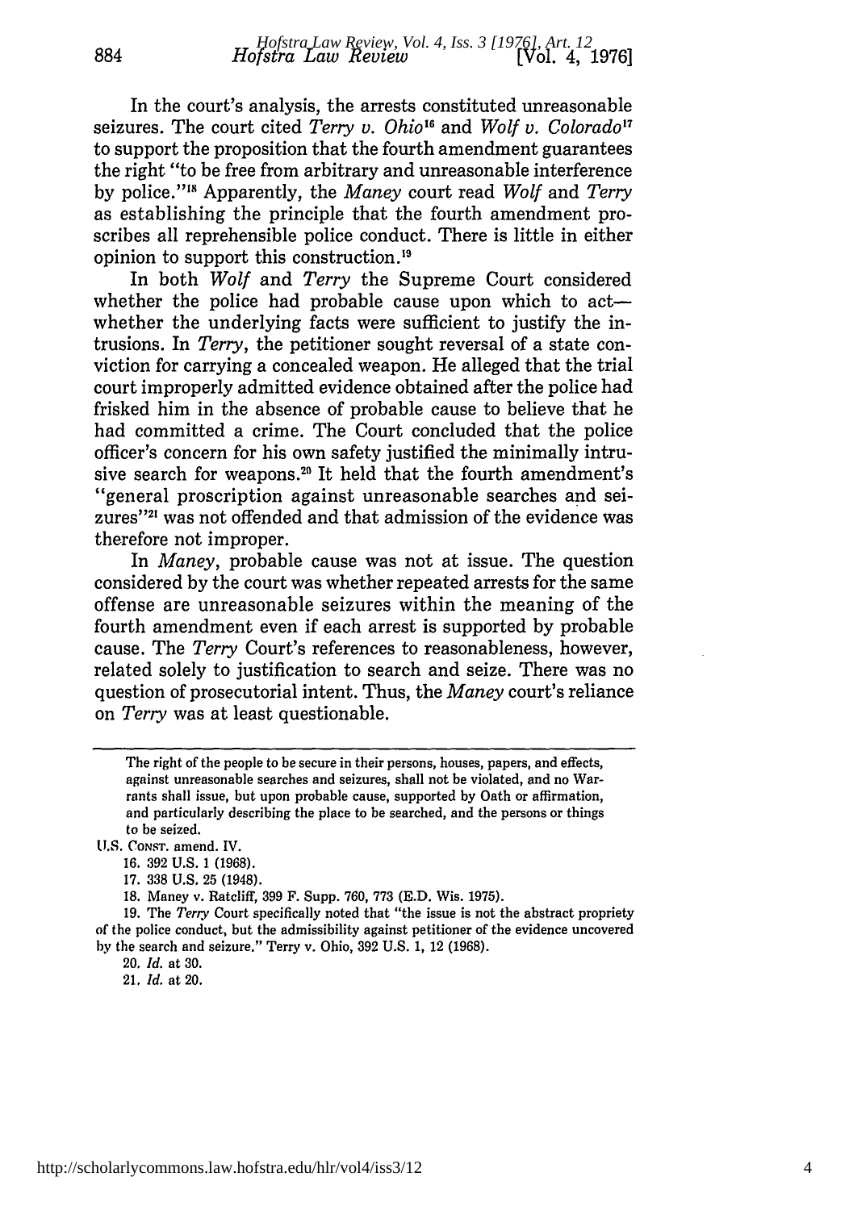In the court's analysis, the arrests constituted unreasonable seizures. The court cited *Terry v. Ohio*[16] and *Wolf v. Colorado*[17] to support the proposition that the fourth amendment guarantees the right "to be free from arbitrary and unreasonable interference by police."[18] Apparently, the *Maney* court read *Wolf* and *Terry* as establishing the principle that the fourth amendment proscribes all reprehensible police conduct. There is little in either opinion to support this construction.[19]

In both *Wolf* and *Terry* the Supreme Court considered whether the police had probable cause upon which to act—whether the underlying facts were sufficient to justify the intrusions. In *Terry*, the petitioner sought reversal of a state conviction for carrying a concealed weapon. He alleged that the trial court improperly admitted evidence obtained after the police had frisked him in the absence of probable cause to believe that he had committed a crime. The Court concluded that the police officer's concern for his own safety justified the minimally intrusive search for weapons.[20] It held that the fourth amendment's "general proscription against unreasonable searches and seizures"[21] was not offended and that admission of the evidence was therefore not improper.

In *Maney*, probable cause was not at issue. The question considered by the court was whether repeated arrests for the same offense are unreasonable seizures within the meaning of the fourth amendment even if each arrest is supported by probable cause. The *Terry* Court's references to reasonableness, however, related solely to justification to search and seize. There was no question of prosecutorial intent. Thus, the *Maney* court's reliance on *Terry* was at least questionable.

---

The right of the people to be secure in their persons, houses, papers, and effects, against unreasonable searches and seizures, shall not be violated, and no Warrants shall issue, but upon probable cause, supported by Oath or affirmation, and particularly describing the place to be searched, and the persons or things to be seized.

U.S. CONST. amend. IV.

16. 392 U.S. 1 (1968).

17. 338 U.S. 25 (1948).

18. Maney v. Ratcliff, 399 F. Supp. 760, 773 (E.D. Wis. 1975).

19. The *Terry* Court specifically noted that "the issue is not the abstract propriety of the police conduct, but the admissibility against petitioner of the evidence uncovered by the search and seizure." Terry v. Ohio, 392 U.S. 1, 12 (1968).

20. *Id.* at 30.

21. *Id.* at 20.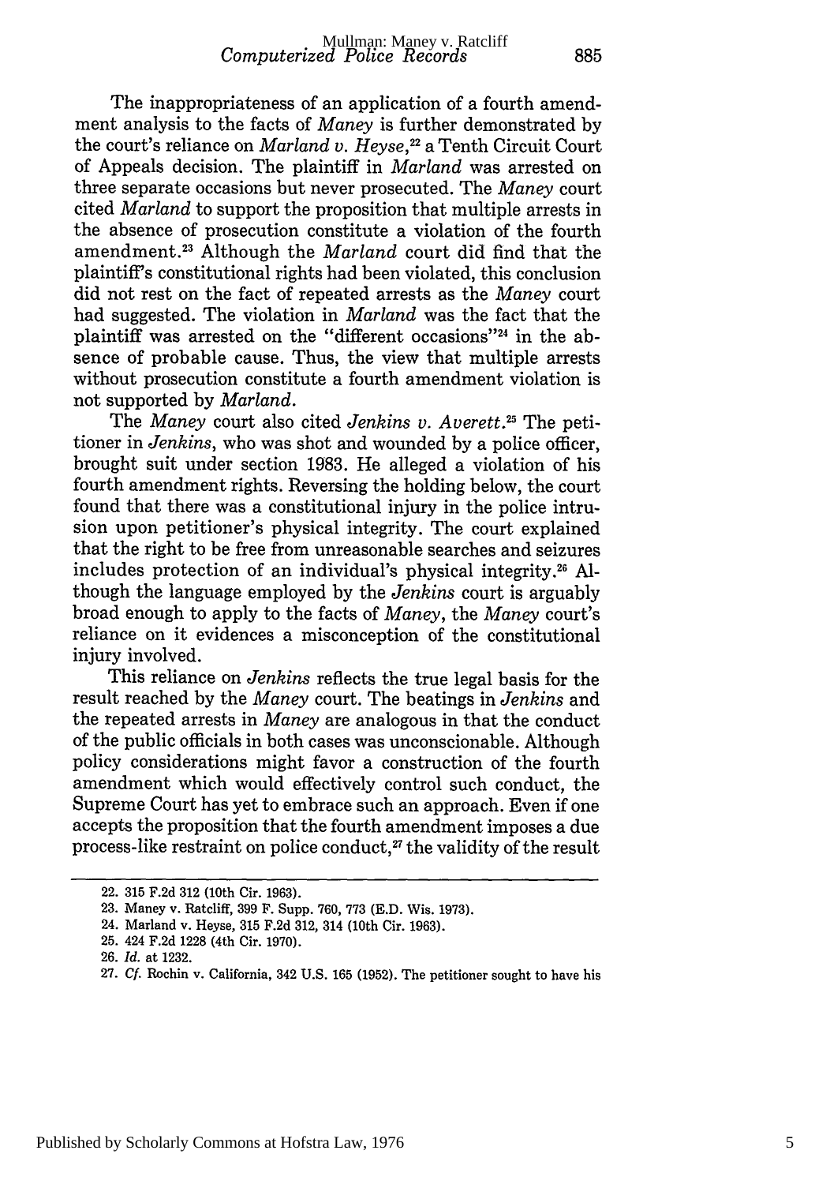The inappropriateness of an application of a fourth amendment analysis to the facts of *Maney* is further demonstrated by the court's reliance on *Marland v. Heyse*,[22] a Tenth Circuit Court of Appeals decision. The plaintiff in *Marland* was arrested on three separate occasions but never prosecuted. The *Maney* court cited *Marland* to support the proposition that multiple arrests in the absence of prosecution constitute a violation of the fourth amendment.[23] Although the *Marland* court did find that the plaintiff's constitutional rights had been violated, this conclusion did not rest on the fact of repeated arrests as the *Maney* court had suggested. The violation in *Marland* was the fact that the plaintiff was arrested on the "different occasions"[24] in the absence of probable cause. Thus, the view that multiple arrests without prosecution constitute a fourth amendment violation is not supported by *Marland*.

The *Maney* court also cited *Jenkins v. Averett*.[25] The petitioner in *Jenkins*, who was shot and wounded by a police officer, brought suit under section 1983. He alleged a violation of his fourth amendment rights. Reversing the holding below, the court found that there was a constitutional injury in the police intrusion upon petitioner's physical integrity. The court explained that the right to be free from unreasonable searches and seizures includes protection of an individual's physical integrity.[26] Although the language employed by the *Jenkins* court is arguably broad enough to apply to the facts of *Maney*, the *Maney* court's reliance on it evidences a misconception of the constitutional injury involved.

This reliance on *Jenkins* reflects the true legal basis for the result reached by the *Maney* court. The beatings in *Jenkins* and the repeated arrests in *Maney* are analogous in that the conduct of the public officials in both cases was unconscionable. Although policy considerations might favor a construction of the fourth amendment which would effectively control such conduct, the Supreme Court has yet to embrace such an approach. Even if one accepts the proposition that the fourth amendment imposes a due process-like restraint on police conduct,[27] the validity of the result

---

22. 315 F.2d 312 (10th Cir. 1963).

23. Maney v. Ratcliff, 399 F. Supp. 760, 773 (E.D. Wis. 1973).

24. Marland v. Heyse, 315 F.2d 312, 314 (10th Cir. 1963).

25. 424 F.2d 1228 (4th Cir. 1970).

26. *Id.* at 1232.

27. *Cf.* Rochin v. California, 342 U.S. 165 (1952). The petitioner sought to have his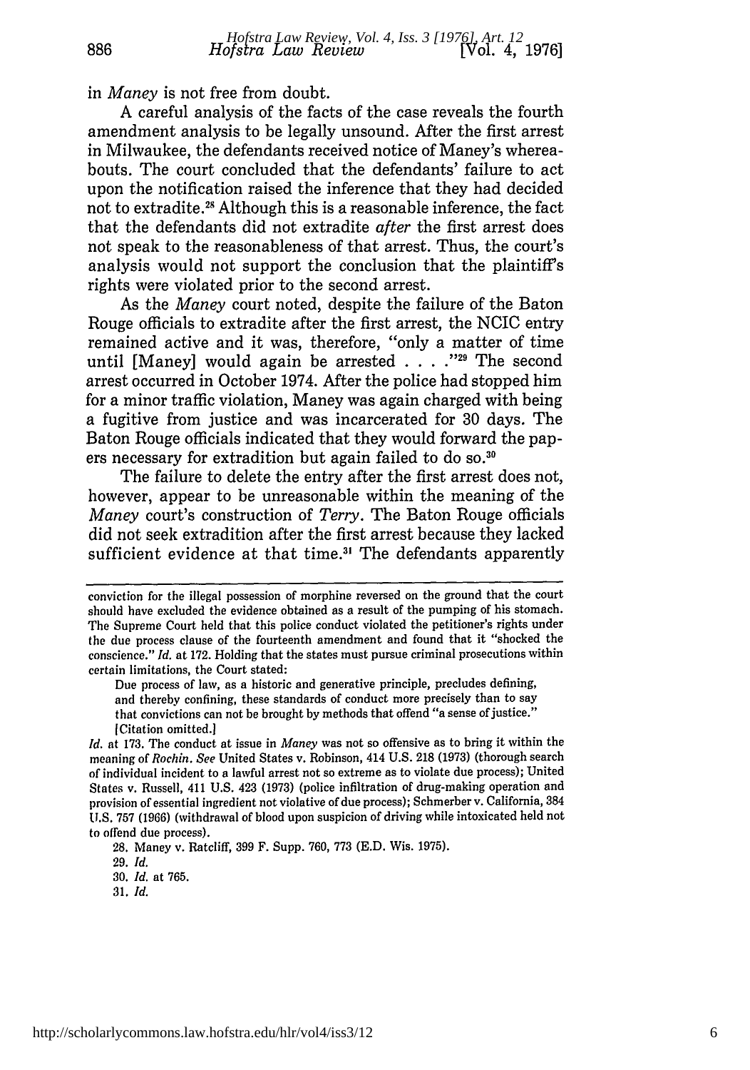in *Maney* is not free from doubt.

A careful analysis of the facts of the case reveals the fourth amendment analysis to be legally unsound. After the first arrest in Milwaukee, the defendants received notice of Maney's whereabouts. The court concluded that the defendants' failure to act upon the notification raised the inference that they had decided not to extradite.[28] Although this is a reasonable inference, the fact that the defendants did not extradite *after* the first arrest does not speak to the reasonableness of that arrest. Thus, the court's analysis would not support the conclusion that the plaintiff's rights were violated prior to the second arrest.

As the *Maney* court noted, despite the failure of the Baton Rouge officials to extradite after the first arrest, the NCIC entry remained active and it was, therefore, "only a matter of time until [Maney] would again be arrested . . . ."[29] The second arrest occurred in October 1974. After the police had stopped him for a minor traffic violation, Maney was again charged with being a fugitive from justice and was incarcerated for 30 days. The Baton Rouge officials indicated that they would forward the papers necessary for extradition but again failed to do so.[30]

The failure to delete the entry after the first arrest does not, however, appear to be unreasonable within the meaning of the *Maney* court's construction of *Terry*. The Baton Rouge officials did not seek extradition after the first arrest because they lacked sufficient evidence at that time.[31] The defendants apparently

---

conviction for the illegal possession of morphine reversed on the ground that the court should have excluded the evidence obtained as a result of the pumping of his stomach. The Supreme Court held that this police conduct violated the petitioner's rights under the due process clause of the fourteenth amendment and found that it "shocked the conscience." *Id.* at 172. Holding that the states must pursue criminal prosecutions within certain limitations, the Court stated:

> Due process of law, as a historic and generative principle, precludes defining, and thereby confining, these standards of conduct more precisely than to say that convictions can not be brought by methods that offend "a sense of justice." [Citation omitted.]

*Id.* at 173. The conduct at issue in *Maney* was not so offensive as to bring it within the meaning of *Rochin*. *See* United States v. Robinson, 414 U.S. 218 (1973) (thorough search of individual incident to a lawful arrest not so extreme as to violate due process); United States v. Russell, 411 U.S. 423 (1973) (police infiltration of drug-making operation and provision of essential ingredient not violative of due process); Schmerber v. California, 384 U.S. 757 (1966) (withdrawal of blood upon suspicion of driving while intoxicated held not to offend due process).

28. Maney v. Ratcliff, 399 F. Supp. 760, 773 (E.D. Wis. 1975).

29. *Id.*

30. *Id.* at 765.

31. *Id.*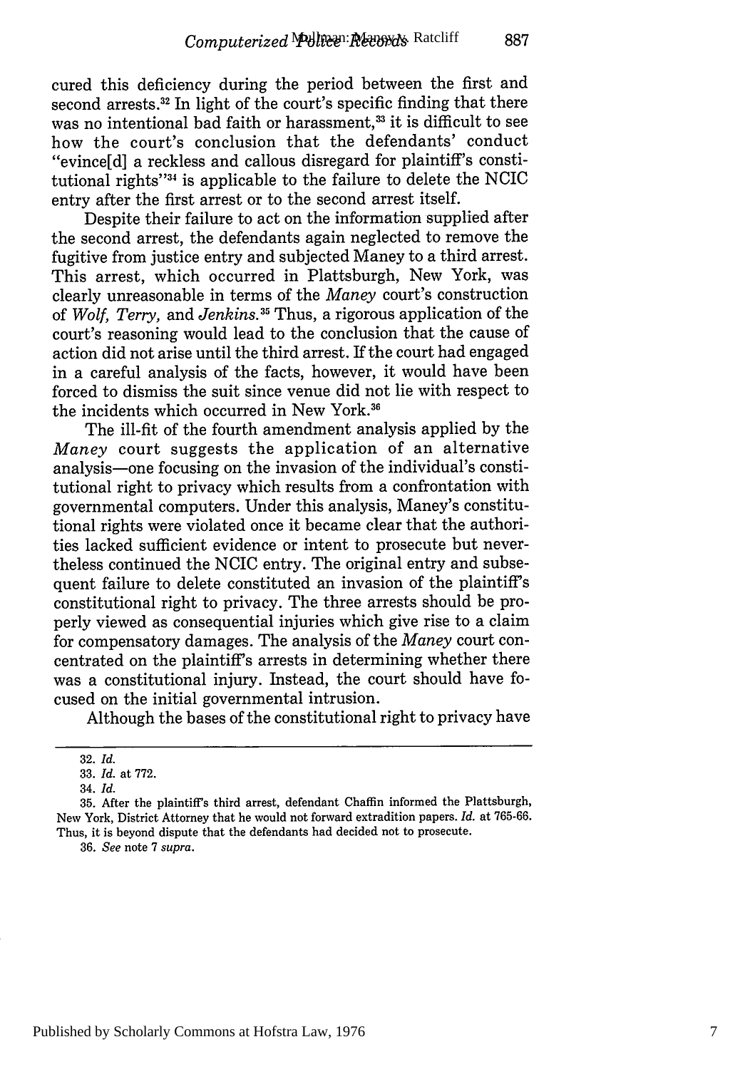cured this deficiency during the period between the first and second arrests.[32] In light of the court's specific finding that there was no intentional bad faith or harassment,[33] it is difficult to see how the court's conclusion that the defendants' conduct "evince[d] a reckless and callous disregard for plaintiff's constitutional rights"[34] is applicable to the failure to delete the NCIC entry after the first arrest or to the second arrest itself.

Despite their failure to act on the information supplied after the second arrest, the defendants again neglected to remove the fugitive from justice entry and subjected Maney to a third arrest. This arrest, which occurred in Plattsburgh, New York, was clearly unreasonable in terms of the *Maney* court's construction of *Wolf, Terry,* and *Jenkins.*[35] Thus, a rigorous application of the court's reasoning would lead to the conclusion that the cause of action did not arise until the third arrest. If the court had engaged in a careful analysis of the facts, however, it would have been forced to dismiss the suit since venue did not lie with respect to the incidents which occurred in New York.[36]

The ill-fit of the fourth amendment analysis applied by the *Maney* court suggests the application of an alternative analysis—one focusing on the invasion of the individual's constitutional right to privacy which results from a confrontation with governmental computers. Under this analysis, Maney's constitutional rights were violated once it became clear that the authorities lacked sufficient evidence or intent to prosecute but nevertheless continued the NCIC entry. The original entry and subsequent failure to delete constituted an invasion of the plaintiff's constitutional right to privacy. The three arrests should be properly viewed as consequential injuries which give rise to a claim for compensatory damages. The analysis of the *Maney* court concentrated on the plaintiff's arrests in determining whether there was a constitutional injury. Instead, the court should have focused on the initial governmental intrusion.

Although the bases of the constitutional right to privacy have

---

32. *Id.*

33. *Id.* at 772.

34. *Id.*

35. After the plaintiff's third arrest, defendant Chaffin informed the Plattsburgh, New York, District Attorney that he would not forward extradition papers. *Id.* at 765-66. Thus, it is beyond dispute that the defendants had decided not to prosecute.

36. *See* note 7 *supra.*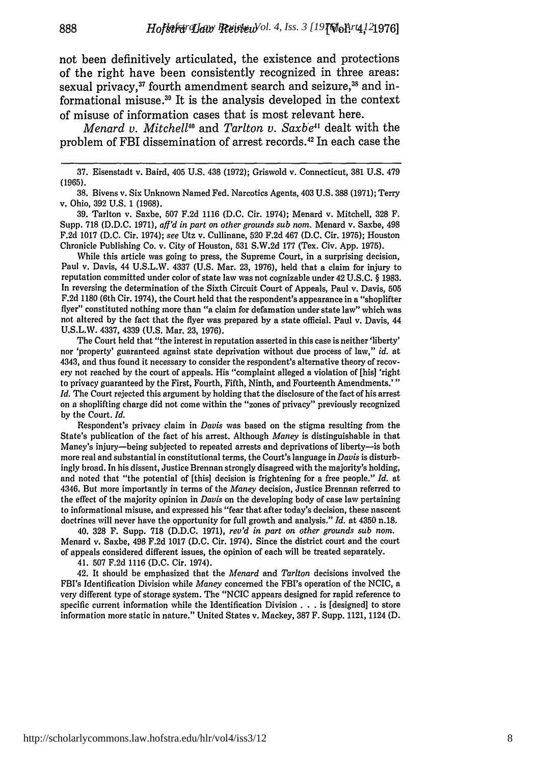not been definitively articulated, the existence and protections of the right have been consistently recognized in three areas: sexual privacy,[37] fourth amendment search and seizure,[38] and informational misuse.[39] It is the analysis developed in the context of misuse of information cases that is most relevant here.

*Menard v. Mitchell*[40] and *Tarlton v. Saxbe*[41] dealt with the problem of FBI dissemination of arrest records.[42] In each case the

---

37. Eisenstadt v. Baird, 405 U.S. 438 (1972); Griswold v. Connecticut, 381 U.S. 479 (1965).

38. Bivens v. Six Unknown Named Fed. Narcotics Agents, 403 U.S. 388 (1971); Terry v. Ohio, 392 U.S. 1 (1968).

39. Tarlton v. Saxbe, 507 F.2d 1116 (D.C. Cir. 1974); Menard v. Mitchell, 328 F. Supp. 718 (D.D.C. 1971), *aff'd in part on other grounds sub nom.* Menard v. Saxbe, 498 F.2d 1017 (D.C. Cir. 1974); *see* Utz v. Cullinane, 520 F.2d 467 (D.C. Cir. 1975); Houston Chronicle Publishing Co. v. City of Houston, 531 S.W.2d 177 (Tex. Civ. App. 1975).

While this article was going to press, the Supreme Court, in a surprising decision, Paul v. Davis, 44 U.S.L.W. 4337 (U.S. Mar. 23, 1976), held that a claim for injury to reputation committed under color of state law was not cognizable under 42 U.S.C. § 1983. In reversing the determination of the Sixth Circuit Court of Appeals, Paul v. Davis, 505 F.2d 1180 (6th Cir. 1974), the Court held that the respondent's appearance in a "shoplifter flyer" constituted nothing more than "a claim for defamation under state law" which was not altered by the fact that the flyer was prepared by a state official. Paul v. Davis, 44 U.S.L.W. 4337, 4339 (U.S. Mar. 23, 1976).

The Court held that "the interest in reputation asserted in this case is neither 'liberty' nor 'property' guaranteed against state deprivation without due process of law," *id.* at 4343, and thus found it necessary to consider the respondent's alternative theory of recovery not reached by the court of appeals. His "complaint alleged a violation of [his] 'right to privacy guaranteed by the First, Fourth, Fifth, Ninth, and Fourteenth Amendments.'" *Id.* The Court rejected this argument by holding that the disclosure of the fact of his arrest on a shoplifting charge did not come within the "zones of privacy" previously recognized by the Court. *Id.*

Respondent's privacy claim in *Davis* was based on the stigma resulting from the State's publication of the fact of his arrest. Although *Maney* is distinguishable in that Maney's injury—being subjected to repeated arrests and deprivations of liberty—is both more real and substantial in constitutional terms, the Court's language in *Davis* is disturbingly broad. In his dissent, Justice Brennan strongly disagreed with the majority's holding, and noted that "the potential of [this] decision is frightening for a free people." *Id.* at 4346. But more importantly in terms of the *Maney* decision, Justice Brennan referred to the effect of the majority opinion in *Davis* on the developing body of case law pertaining to informational misuse, and expressed his "fear that after today's decision, these nascent doctrines will never have the opportunity for full growth and analysis." *Id.* at 4350 n.18.

40. 328 F. Supp. 718 (D.D.C. 1971), *rev'd in part on other grounds sub nom.* Menard v. Saxbe, 498 F.2d 1017 (D.C. Cir. 1974). Since the district court and the court of appeals considered different issues, the opinion of each will be treated separately.

41. 507 F.2d 1116 (D.C. Cir. 1974).

42. It should be emphasized that the *Menard* and *Tarlton* decisions involved the FBI's Identification Division while *Maney* concerned the FBI's operation of the NCIC, a very different type of storage system. The "NCIC appears designed for rapid reference to specific current information while the Identification Division . . . is [designed] to store information more static in nature." United States v. Mackey, 387 F. Supp. 1121, 1124 (D.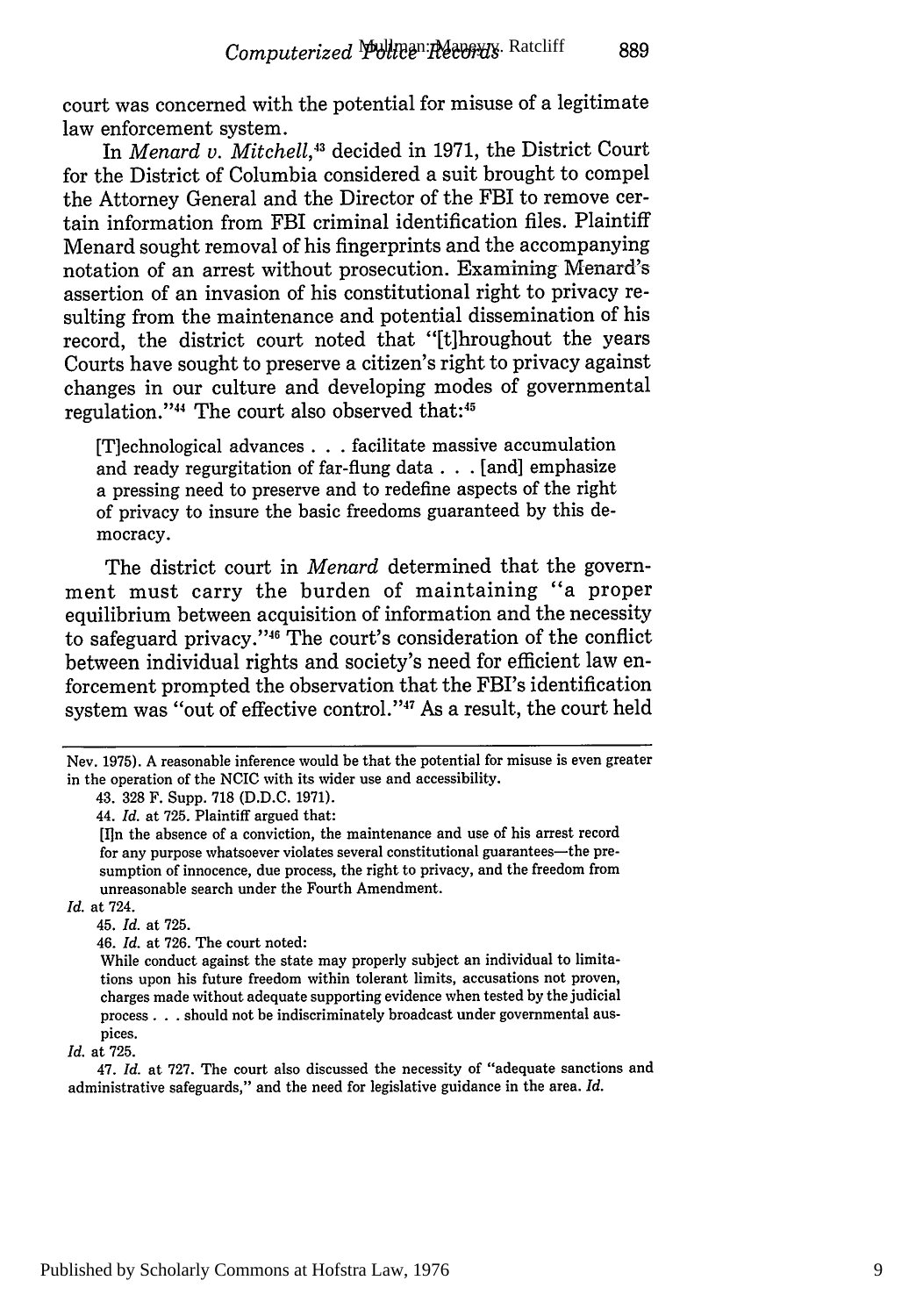court was concerned with the potential for misuse of a legitimate law enforcement system.

In *Menard v. Mitchell*,[43] decided in 1971, the District Court for the District of Columbia considered a suit brought to compel the Attorney General and the Director of the FBI to remove certain information from FBI criminal identification files. Plaintiff Menard sought removal of his fingerprints and the accompanying notation of an arrest without prosecution. Examining Menard's assertion of an invasion of his constitutional right to privacy resulting from the maintenance and potential dissemination of his record, the district court noted that "[t]hroughout the years Courts have sought to preserve a citizen's right to privacy against changes in our culture and developing modes of governmental regulation."[44] The court also observed that:[45]

> [T]echnological advances . . . facilitate massive accumulation and ready regurgitation of far-flung data . . . [and] emphasize a pressing need to preserve and to redefine aspects of the right of privacy to insure the basic freedoms guaranteed by this democracy.

The district court in *Menard* determined that the government must carry the burden of maintaining "a proper equilibrium between acquisition of information and the necessity to safeguard privacy."[46] The court's consideration of the conflict between individual rights and society's need for efficient law enforcement prompted the observation that the FBI's identification system was "out of effective control."[47] As a result, the court held

---

Nev. 1975). A reasonable inference would be that the potential for misuse is even greater in the operation of the NCIC with its wider use and accessibility.

43. 328 F. Supp. 718 (D.D.C. 1971).

44. *Id.* at 725. Plaintiff argued that:

> [I]n the absence of a conviction, the maintenance and use of his arrest record for any purpose whatsoever violates several constitutional guarantees—the presumption of innocence, due process, the right to privacy, and the freedom from unreasonable search under the Fourth Amendment.

*Id.* at 724.

45. *Id.* at 725.

46. *Id.* at 726. The court noted:

> While conduct against the state may properly subject an individual to limitations upon his future freedom within tolerant limits, accusations not proven, charges made without adequate supporting evidence when tested by the judicial process . . . should not be indiscriminately broadcast under governmental auspices.

*Id.* at 725.

47. *Id.* at 727. The court also discussed the necessity of "adequate sanctions and administrative safeguards," and the need for legislative guidance in the area. *Id.*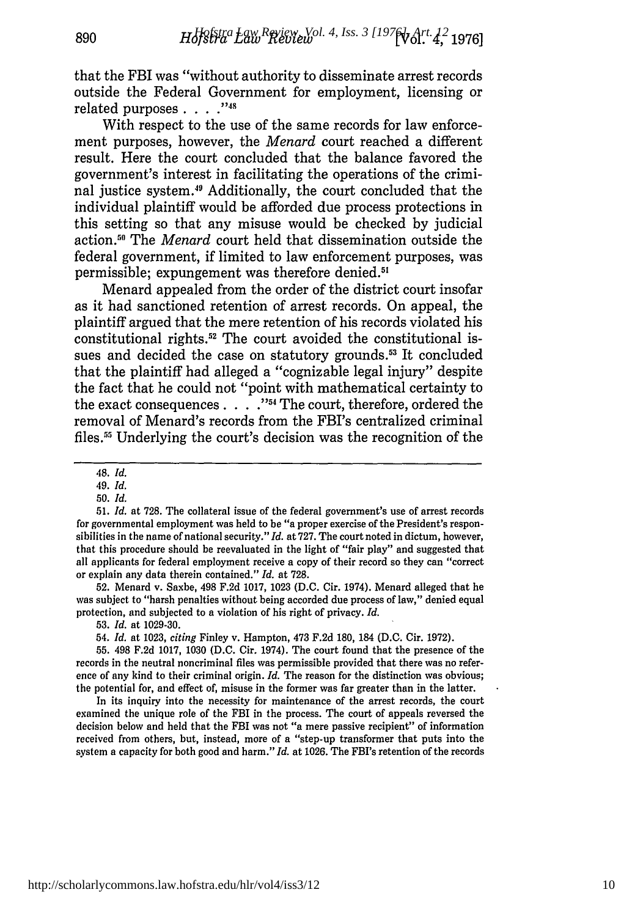that the FBI was "without authority to disseminate arrest records outside the Federal Government for employment, licensing or related purposes . . . ."[48]

With respect to the use of the same records for law enforcement purposes, however, the *Menard* court reached a different result. Here the court concluded that the balance favored the government's interest in facilitating the operations of the criminal justice system.[49] Additionally, the court concluded that the individual plaintiff would be afforded due process protections in this setting so that any misuse would be checked by judicial action.[50] The *Menard* court held that dissemination outside the federal government, if limited to law enforcement purposes, was permissible; expungement was therefore denied.[51]

Menard appealed from the order of the district court insofar as it had sanctioned retention of arrest records. On appeal, the plaintiff argued that the mere retention of his records violated his constitutional rights.[52] The court avoided the constitutional issues and decided the case on statutory grounds.[53] It concluded that the plaintiff had alleged a "cognizable legal injury" despite the fact that he could not "point with mathematical certainty to the exact consequences . . . ."[54] The court, therefore, ordered the removal of Menard's records from the FBI's centralized criminal files.[55] Underlying the court's decision was the recognition of the

---

48. *Id.*

49. *Id.*

50. *Id.*

51. *Id.* at 728. The collateral issue of the federal government's use of arrest records for governmental employment was held to be "a proper exercise of the President's responsibilities in the name of national security." *Id.* at 727. The court noted in dictum, however, that this procedure should be reevaluated in the light of "fair play" and suggested that all applicants for federal employment receive a copy of their record so they can "correct or explain any data therein contained." *Id.* at 728.

52. Menard v. Saxbe, 498 F.2d 1017, 1023 (D.C. Cir. 1974). Menard alleged that he was subject to "harsh penalties without being accorded due process of law," denied equal protection, and subjected to a violation of his right of privacy. *Id.*

53. *Id.* at 1029-30.

54. *Id.* at 1023, *citing* Finley v. Hampton, 473 F.2d 180, 184 (D.C. Cir. 1972).

55. 498 F.2d 1017, 1030 (D.C. Cir. 1974). The court found that the presence of the records in the neutral noncriminal files was permissible provided that there was no reference of any kind to their criminal origin. *Id.* The reason for the distinction was obvious; the potential for, and effect of, misuse in the former was far greater than in the latter.

In its inquiry into the necessity for maintenance of the arrest records, the court examined the unique role of the FBI in the process. The court of appeals reversed the decision below and held that the FBI was not "a mere passive recipient" of information received from others, but, instead, more of a "step-up transformer that puts into the system a capacity for both good and harm." *Id.* at 1026. The FBI's retention of the records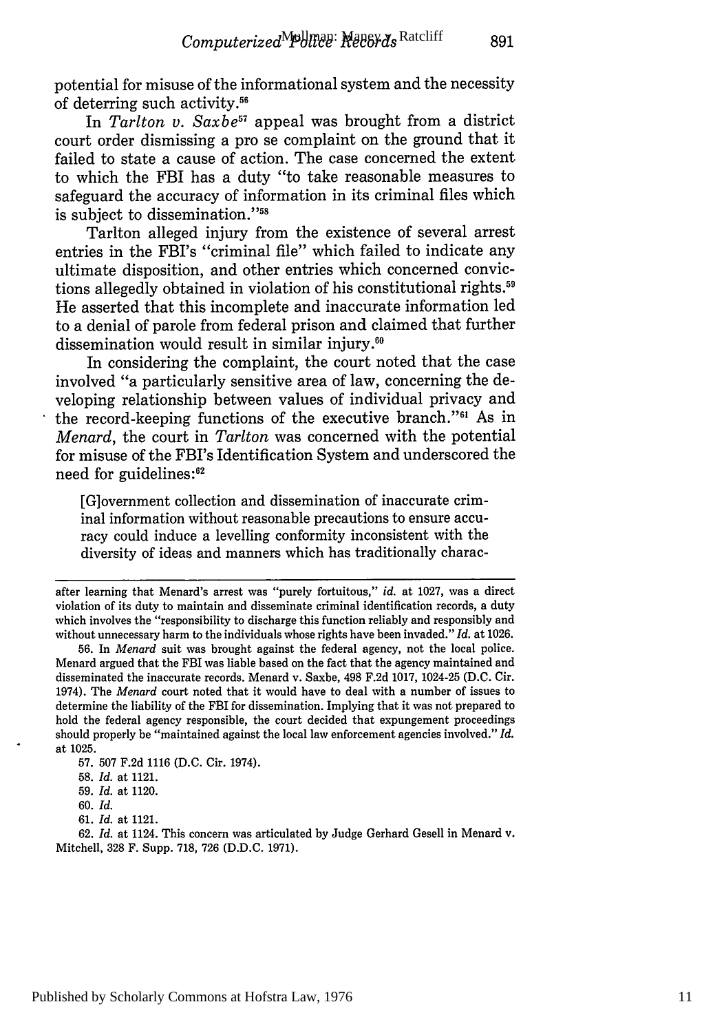potential for misuse of the informational system and the necessity of deterring such activity.[56]

In *Tarlton v. Saxbe*[57] appeal was brought from a district court order dismissing a pro se complaint on the ground that it failed to state a cause of action. The case concerned the extent to which the FBI has a duty "to take reasonable measures to safeguard the accuracy of information in its criminal files which is subject to dissemination."[58]

Tarlton alleged injury from the existence of several arrest entries in the FBI's "criminal file" which failed to indicate any ultimate disposition, and other entries which concerned convictions allegedly obtained in violation of his constitutional rights.[59] He asserted that this incomplete and inaccurate information led to a denial of parole from federal prison and claimed that further dissemination would result in similar injury.[60]

In considering the complaint, the court noted that the case involved "a particularly sensitive area of law, concerning the developing relationship between values of individual privacy and the record-keeping functions of the executive branch."[61] As in *Menard*, the court in *Tarlton* was concerned with the potential for misuse of the FBI's Identification System and underscored the need for guidelines:[62]

> [G]overnment collection and dissemination of inaccurate criminal information without reasonable precautions to ensure accuracy could induce a levelling conformity inconsistent with the diversity of ideas and manners which has traditionally charac-

---

after learning that Menard's arrest was "purely fortuitous," *id.* at 1027, was a direct violation of its duty to maintain and disseminate criminal identification records, a duty which involves the "responsibility to discharge this function reliably and responsibly and without unnecessary harm to the individuals whose rights have been invaded." *Id.* at 1026.

56. In *Menard* suit was brought against the federal agency, not the local police. Menard argued that the FBI was liable based on the fact that the agency maintained and disseminated the inaccurate records. Menard v. Saxbe, 498 F.2d 1017, 1024-25 (D.C. Cir. 1974). The *Menard* court noted that it would have to deal with a number of issues to determine the liability of the FBI for dissemination. Implying that it was not prepared to hold the federal agency responsible, the court decided that expungement proceedings should properly be "maintained against the local law enforcement agencies involved." *Id.* at 1025.

57. 507 F.2d 1116 (D.C. Cir. 1974).

58. *Id.* at 1121.

59. *Id.* at 1120.

60. *Id.*

61. *Id.* at 1121.

62. *Id.* at 1124. This concern was articulated by Judge Gerhard Gesell in Menard v. Mitchell, 328 F. Supp. 718, 726 (D.D.C. 1971).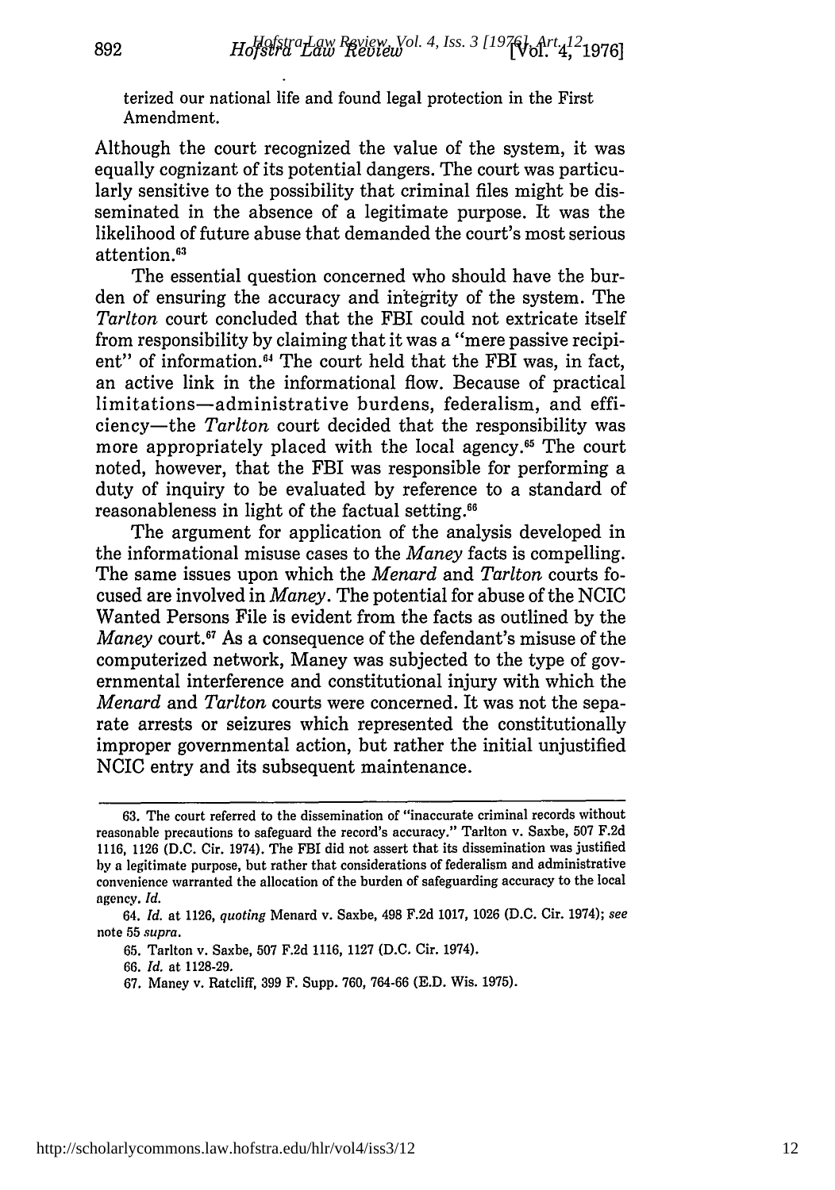terized our national life and found legal protection in the First Amendment.

Although the court recognized the value of the system, it was equally cognizant of its potential dangers. The court was particularly sensitive to the possibility that criminal files might be disseminated in the absence of a legitimate purpose. It was the likelihood of future abuse that demanded the court's most serious attention.[63]

The essential question concerned who should have the burden of ensuring the accuracy and integrity of the system. The *Tarlton* court concluded that the FBI could not extricate itself from responsibility by claiming that it was a "mere passive recipient" of information.[64] The court held that the FBI was, in fact, an active link in the informational flow. Because of practical limitations—administrative burdens, federalism, and efficiency—the *Tarlton* court decided that the responsibility was more appropriately placed with the local agency.[65] The court noted, however, that the FBI was responsible for performing a duty of inquiry to be evaluated by reference to a standard of reasonableness in light of the factual setting.[66]

The argument for application of the analysis developed in the informational misuse cases to the *Maney* facts is compelling. The same issues upon which the *Menard* and *Tarlton* courts focused are involved in *Maney*. The potential for abuse of the NCIC Wanted Persons File is evident from the facts as outlined by the *Maney* court.[67] As a consequence of the defendant's misuse of the computerized network, Maney was subjected to the type of governmental interference and constitutional injury with which the *Menard* and *Tarlton* courts were concerned. It was not the separate arrests or seizures which represented the constitutionally improper governmental action, but rather the initial unjustified NCIC entry and its subsequent maintenance.

---

63. The court referred to the dissemination of "inaccurate criminal records without reasonable precautions to safeguard the record's accuracy." Tarlton v. Saxbe, 507 F.2d 1116, 1126 (D.C. Cir. 1974). The FBI did not assert that its dissemination was justified by a legitimate purpose, but rather that considerations of federalism and administrative convenience warranted the allocation of the burden of safeguarding accuracy to the local agency. *Id.*

64. *Id.* at 1126, *quoting* Menard v. Saxbe, 498 F.2d 1017, 1026 (D.C. Cir. 1974); *see* note 55 *supra*.

65. Tarlton v. Saxbe, 507 F.2d 1116, 1127 (D.C. Cir. 1974).

66. *Id.* at 1128-29.

67. Maney v. Ratcliff, 399 F. Supp. 760, 764-66 (E.D. Wis. 1975).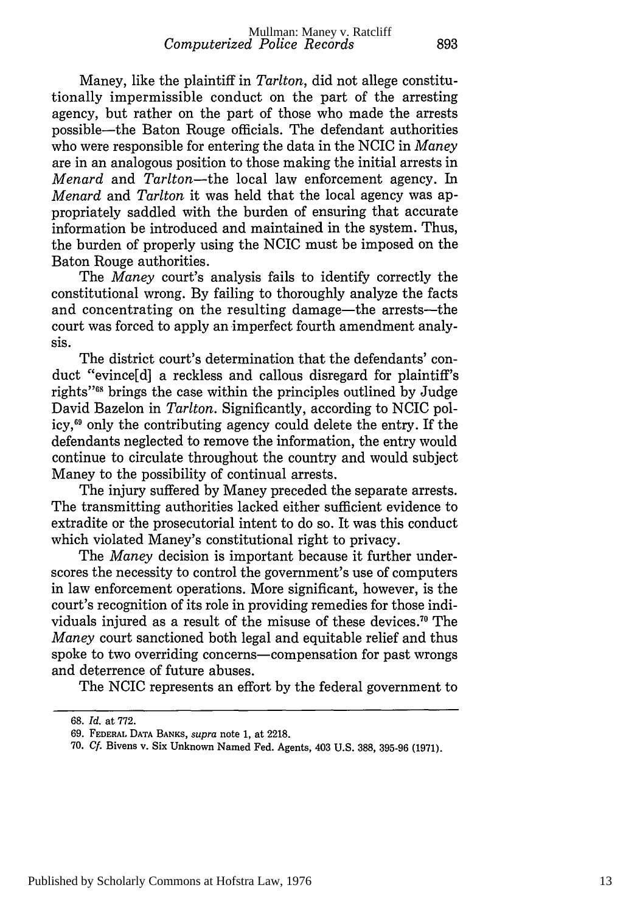Maney, like the plaintiff in *Tarlton*, did not allege constitutionally impermissible conduct on the part of the arresting agency, but rather on the part of those who made the arrests possible—the Baton Rouge officials. The defendant authorities who were responsible for entering the data in the NCIC in *Maney* are in an analogous position to those making the initial arrests in *Menard* and *Tarlton*—the local law enforcement agency. In *Menard* and *Tarlton* it was held that the local agency was appropriately saddled with the burden of ensuring that accurate information be introduced and maintained in the system. Thus, the burden of properly using the NCIC must be imposed on the Baton Rouge authorities.

The *Maney* court's analysis fails to identify correctly the constitutional wrong. By failing to thoroughly analyze the facts and concentrating on the resulting damage—the arrests—the court was forced to apply an imperfect fourth amendment analysis.

The district court's determination that the defendants' conduct "evince[d] a reckless and callous disregard for plaintiff's rights"[68] brings the case within the principles outlined by Judge David Bazelon in *Tarlton*. Significantly, according to NCIC policy,[69] only the contributing agency could delete the entry. If the defendants neglected to remove the information, the entry would continue to circulate throughout the country and would subject Maney to the possibility of continual arrests.

The injury suffered by Maney preceded the separate arrests. The transmitting authorities lacked either sufficient evidence to extradite or the prosecutorial intent to do so. It was this conduct which violated Maney's constitutional right to privacy.

The *Maney* decision is important because it further underscores the necessity to control the government's use of computers in law enforcement operations. More significant, however, is the court's recognition of its role in providing remedies for those individuals injured as a result of the misuse of these devices.[70] The *Maney* court sanctioned both legal and equitable relief and thus spoke to two overriding concerns—compensation for past wrongs and deterrence of future abuses.

The NCIC represents an effort by the federal government to

---

68. *Id.* at 772.

69. FEDERAL DATA BANKS, *supra* note 1, at 2218.

70. *Cf.* Bivens v. Six Unknown Named Fed. Agents, 403 U.S. 388, 395-96 (1971).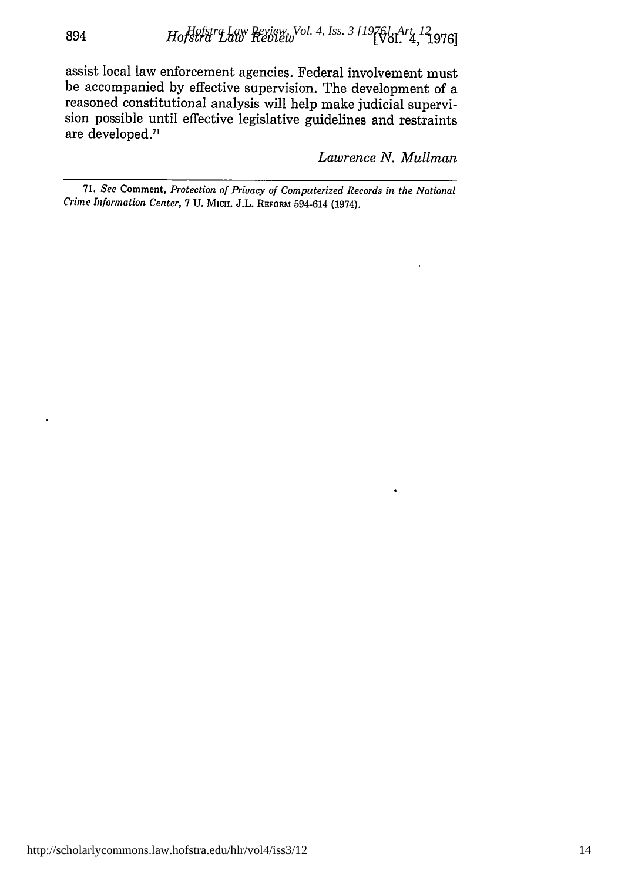assist local law enforcement agencies. Federal involvement must be accompanied by effective supervision. The development of a reasoned constitutional analysis will help make judicial supervision possible until effective legislative guidelines and restraints are developed.[71]

*Lawrence N. Mullman*

---

71. *See* Comment, *Protection of Privacy of Computerized Records in the National Crime Information Center*, 7 U. MICH. J.L. REFORM 594-614 (1974).